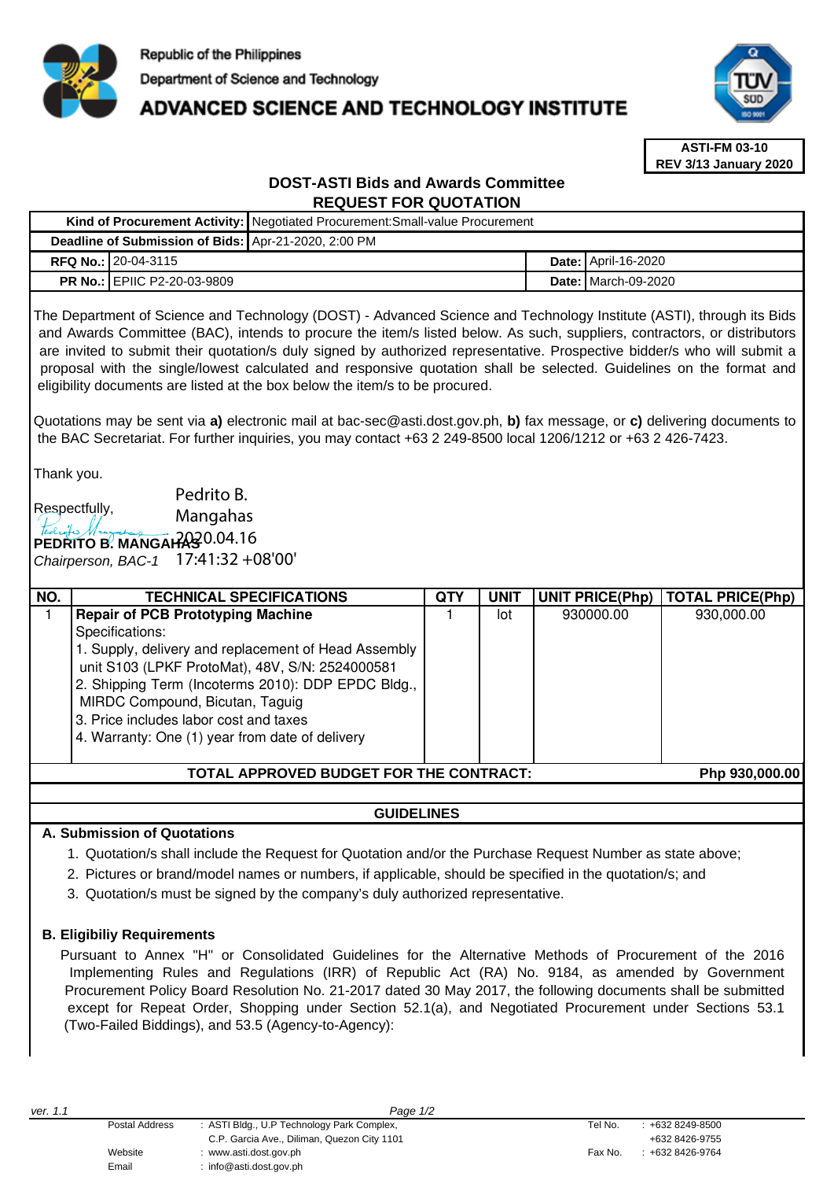Republic of the Philippines

Department of Science and Technology

# ADVANCED SCIENCE AND TECHNOLOGY INSTITUTE

**ASTI-FM 03-10**
**REV 3/13 January 2020**

## DOST-ASTI Bids and Awards Committee
## REQUEST FOR QUOTATION

| | | | |
|---|---|---|---|
| **Kind of Procurement Activity:** | Negotiated Procurement:Small-value Procurement | | |
| **Deadline of Submission of Bids:** | Apr-21-2020, 2:00 PM | | |
| **RFQ No.:** | 20-04-3115 | **Date:** | April-16-2020 |
| **PR No.:** | EPIIC P2-20-03-9809 | **Date:** | March-09-2020 |

The Department of Science and Technology (DOST) - Advanced Science and Technology Institute (ASTI), through its Bids and Awards Committee (BAC), intends to procure the item/s listed below. As such, suppliers, contractors, or distributors are invited to submit their quotation/s duly signed by authorized representative. Prospective bidder/s who will submit a proposal with the single/lowest calculated and responsive quotation shall be selected. Guidelines on the format and eligibility documents are listed at the box below the item/s to be procured.

Quotations may be sent via **a)** electronic mail at bac-sec@asti.dost.gov.ph, **b)** fax message, or **c)** delivering documents to the BAC Secretariat. For further inquiries, you may contact +63 2 249-8500 local 1206/1212 or +63 2 426-7423.

Thank you.

Respectfully,

Pedrito B. Mangahas 2020.04.16 17:41:32 +08'00'

**PEDRITO B. MANGAHAS**
*Chairperson, BAC-1*

| NO. | TECHNICAL SPECIFICATIONS | QTY | UNIT | UNIT PRICE(Php) | TOTAL PRICE(Php) |
|---|---|---|---|---|---|
| 1 | **Repair of PCB Prototyping Machine**<br>Specifications:<br>1. Supply, delivery and replacement of Head Assembly unit S103 (LPKF ProtoMat), 48V, S/N: 2524000581<br>2. Shipping Term (Incoterms 2010): DDP EPDC Bldg., MIRDC Compound, Bicutan, Taguig<br>3. Price includes labor cost and taxes<br>4. Warranty: One (1) year from date of delivery | 1 | lot | 930000.00 | 930,000.00 |
| **TOTAL APPROVED BUDGET FOR THE CONTRACT:** | | | | | **Php 930,000.00** |

## GUIDELINES

### A. Submission of Quotations

1. Quotation/s shall include the Request for Quotation and/or the Purchase Request Number as state above;
2. Pictures or brand/model names or numbers, if applicable, should be specified in the quotation/s; and
3. Quotation/s must be signed by the company's duly authorized representative.

### B. Eligibiliy Requirements

Pursuant to Annex "H" or Consolidated Guidelines for the Alternative Methods of Procurement of the 2016 Implementing Rules and Regulations (IRR) of Republic Act (RA) No. 9184, as amended by Government Procurement Policy Board Resolution No. 21-2017 dated 30 May 2017, the following documents shall be submitted except for Repeat Order, Shopping under Section 52.1(a), and Negotiated Procurement under Sections 53.1 (Two-Failed Biddings), and 53.5 (Agency-to-Agency):

ver. 1.1

| | | | |
|---|---|---|---|
| Postal Address | : ASTI Bldg., U.P Technology Park Complex, C.P. Garcia Ave., Diliman, Quezon City 1101 | Tel No. | : +632 8249-8500 +632 8426-9755 |
| Website | : www.asti.dost.gov.ph | Fax No. | : +632 8426-9764 |
| Email | : info@asti.dost.gov.ph | | |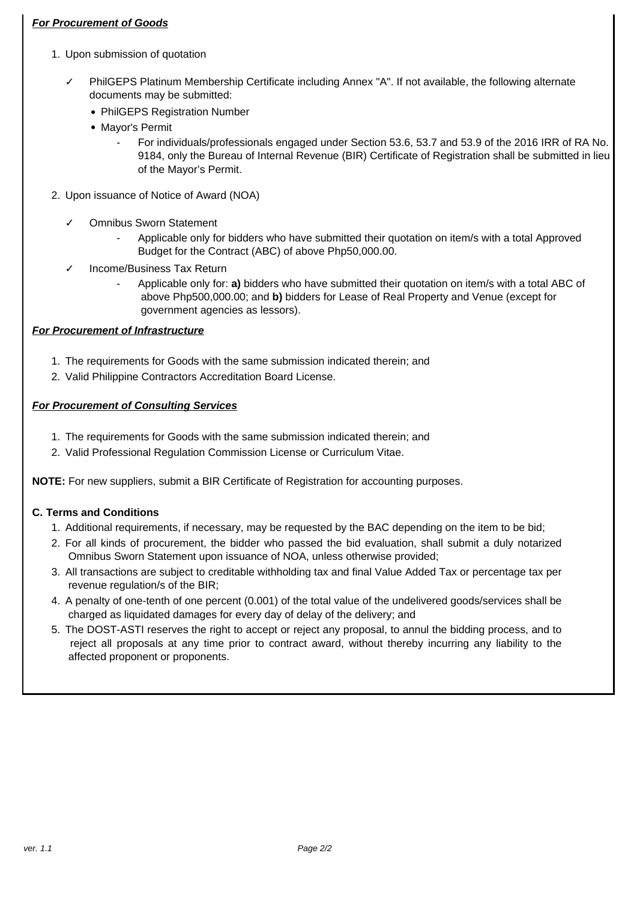***For Procurement of Goods***

1. Upon submission of quotation

   ✓ PhilGEPS Platinum Membership Certificate including Annex "A". If not available, the following alternate documents may be submitted:

   - PhilGEPS Registration Number
   - Mayor's Permit
     - For individuals/professionals engaged under Section 53.6, 53.7 and 53.9 of the 2016 IRR of RA No. 9184, only the Bureau of Internal Revenue (BIR) Certificate of Registration shall be submitted in lieu of the Mayor's Permit.

2. Upon issuance of Notice of Award (NOA)

   ✓ Omnibus Sworn Statement
   - Applicable only for bidders who have submitted their quotation on item/s with a total Approved Budget for the Contract (ABC) of above Php50,000.00.

   ✓ Income/Business Tax Return
   - Applicable only for: **a)** bidders who have submitted their quotation on item/s with a total ABC of above Php500,000.00; and **b)** bidders for Lease of Real Property and Venue (except for government agencies as lessors).

***For Procurement of Infrastructure***

1. The requirements for Goods with the same submission indicated therein; and
2. Valid Philippine Contractors Accreditation Board License.

***For Procurement of Consulting Services***

1. The requirements for Goods with the same submission indicated therein; and
2. Valid Professional Regulation Commission License or Curriculum Vitae.

**NOTE:** For new suppliers, submit a BIR Certificate of Registration for accounting purposes.

**C. Terms and Conditions**

1. Additional requirements, if necessary, may be requested by the BAC depending on the item to be bid;
2. For all kinds of procurement, the bidder who passed the bid evaluation, shall submit a duly notarized Omnibus Sworn Statement upon issuance of NOA, unless otherwise provided;
3. All transactions are subject to creditable withholding tax and final Value Added Tax or percentage tax per revenue regulation/s of the BIR;
4. A penalty of one-tenth of one percent (0.001) of the total value of the undelivered goods/services shall be charged as liquidated damages for every day of delay of the delivery; and
5. The DOST-ASTI reserves the right to accept or reject any proposal, to annul the bidding process, and to reject all proposals at any time prior to contract award, without thereby incurring any liability to the affected proponent or proponents.

*ver. 1.1*